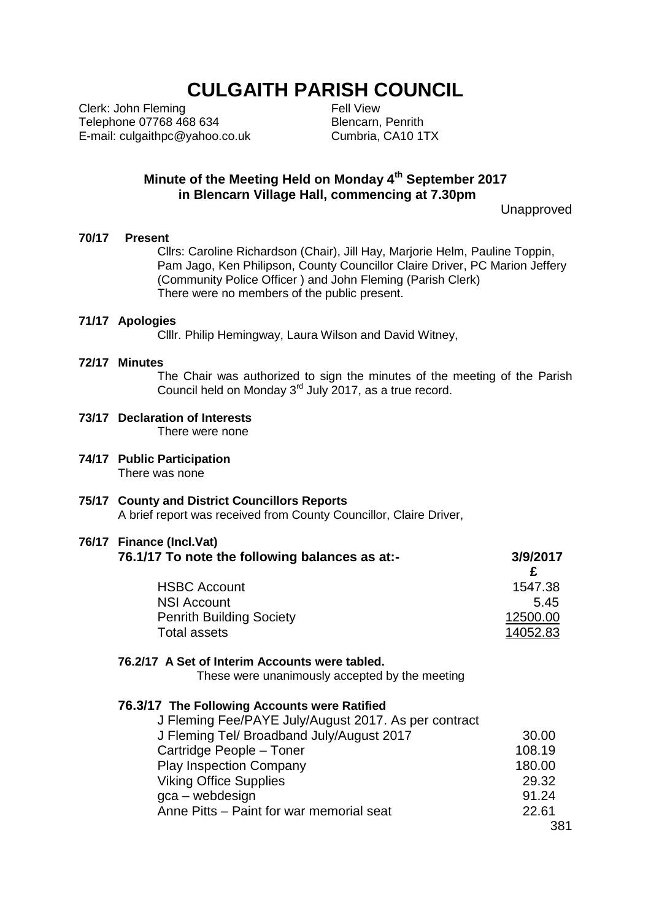# CULGAITH PARISH COUNCIL

Clerk: John Fleming
Telephone 07768 468 634
E-mail: culgaithpc@yahoo.co.uk

Fell View
Blencarn, Penrith
Cumbria, CA10 1TX

## Minute of the Meeting Held on Monday 4th September 2017 in Blencarn Village Hall, commencing at 7.30pm

Unapproved

**70/17 Present**

Cllrs: Caroline Richardson (Chair), Jill Hay, Marjorie Helm, Pauline Toppin, Pam Jago, Ken Philipson, County Councillor Claire Driver, PC Marion Jeffery (Community Police Officer ) and John Fleming (Parish Clerk)
There were no members of the public present.

**71/17 Apologies**

Clllr. Philip Hemingway, Laura Wilson and David Witney,

**72/17 Minutes**

The Chair was authorized to sign the minutes of the meeting of the Parish Council held on Monday 3rd July 2017, as a true record.

**73/17 Declaration of Interests**

There were none

**74/17 Public Participation**

There was none

**75/17 County and District Councillors Reports**

A brief report was received from County Councillor, Claire Driver,

**76/17 Finance (Incl.Vat)**

**76.1/17 To note the following balances as at:-**

| | 3/9/2017 £ |
|---|---|
| HSBC Account | 1547.38 |
| NSI Account | 5.45 |
| Penrith Building Society | 12500.00 |
| Total assets | 14052.83 |

**76.2/17 A Set of Interim Accounts were tabled.**

These were unanimously accepted by the meeting

**76.3/17 The Following Accounts were Ratified**

| | |
|---|---|
| J Fleming Fee/PAYE July/August 2017. As per contract | |
| J Fleming Tel/ Broadband July/August 2017 | 30.00 |
| Cartridge People – Toner | 108.19 |
| Play Inspection Company | 180.00 |
| Viking Office Supplies | 29.32 |
| gca – webdesign | 91.24 |
| Anne Pitts – Paint for war memorial seat | 22.61 |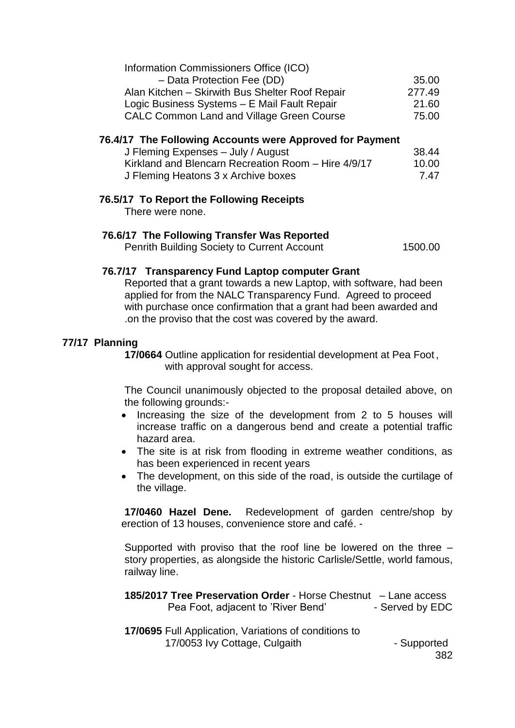| | |
|---|---|
| Information Commissioners Office (ICO) – Data Protection Fee (DD) | 35.00 |
| Alan Kitchen – Skirwith Bus Shelter Roof Repair | 277.49 |
| Logic Business Systems – E Mail Fault Repair | 21.60 |
| CALC Common Land and Village Green Course | 75.00 |

**76.4/17 The Following Accounts were Approved for Payment**

| | |
|---|---|
| J Fleming Expenses – July / August | 38.44 |
| Kirkland and Blencarn Recreation Room – Hire 4/9/17 | 10.00 |
| J Fleming Heatons 3 x Archive boxes | 7.47 |

**76.5/17 To Report the Following Receipts**

There were none.

**76.6/17 The Following Transfer Was Reported**

| | |
|---|---|
| Penrith Building Society to Current Account | 1500.00 |

**76.7/17 Transparency Fund Laptop computer Grant**

Reported that a grant towards a new Laptop, with software, had been applied for from the NALC Transparency Fund. Agreed to proceed with purchase once confirmation that a grant had been awarded and .on the proviso that the cost was covered by the award.

**77/17 Planning**

**17/0664** Outline application for residential development at Pea Foot, with approval sought for access.

The Council unanimously objected to the proposal detailed above, on the following grounds:-

- Increasing the size of the development from 2 to 5 houses will increase traffic on a dangerous bend and create a potential traffic hazard area.
- The site is at risk from flooding in extreme weather conditions, as has been experienced in recent years
- The development, on this side of the road, is outside the curtilage of the village.

**17/0460 Hazel Dene.** Redevelopment of garden centre/shop by erection of 13 houses, convenience store and café. -

Supported with proviso that the roof line be lowered on the three – story properties, as alongside the historic Carlisle/Settle, world famous, railway line.

**185/2017 Tree Preservation Order** - Horse Chestnut – Lane access Pea Foot, adjacent to 'River Bend' - Served by EDC

**17/0695** Full Application, Variations of conditions to 17/0053 Ivy Cottage, Culgaith - Supported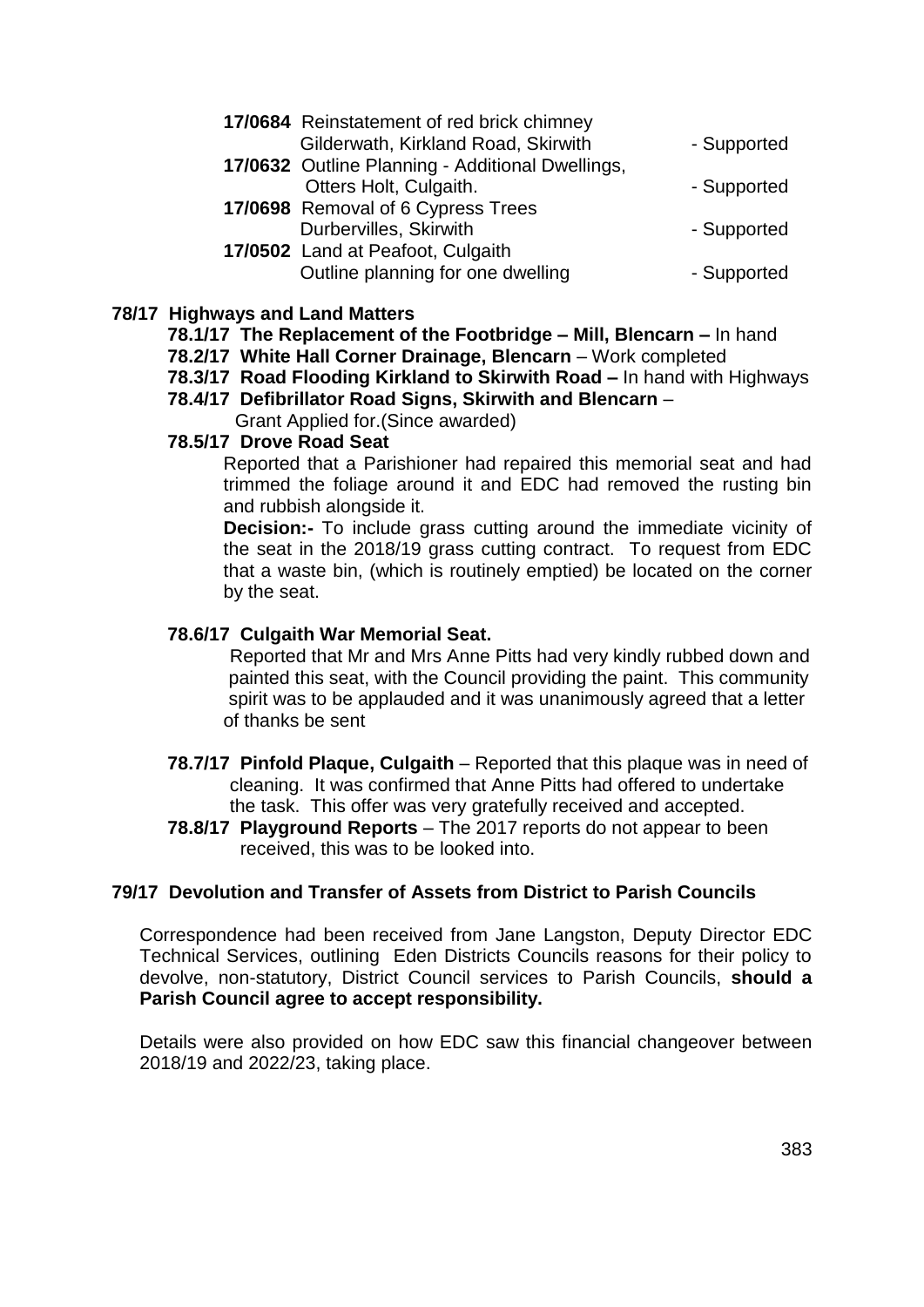**17/0684** Reinstatement of red brick chimney
Gilderwath, Kirkland Road, Skirwith - Supported

**17/0632** Outline Planning - Additional Dwellings,
Otters Holt, Culgaith. - Supported

**17/0698** Removal of 6 Cypress Trees
Durbervilles, Skirwith - Supported

**17/0502** Land at Peafoot, Culgaith
Outline planning for one dwelling - Supported

## 78/17 Highways and Land Matters

**78.1/17 The Replacement of the Footbridge – Mill, Blencarn –** In hand

**78.2/17 White Hall Corner Drainage, Blencarn** – Work completed

**78.3/17 Road Flooding Kirkland to Skirwith Road –** In hand with Highways

**78.4/17 Defibrillator Road Signs, Skirwith and Blencarn** –
Grant Applied for.(Since awarded)

**78.5/17 Drove Road Seat**

Reported that a Parishioner had repaired this memorial seat and had trimmed the foliage around it and EDC had removed the rusting bin and rubbish alongside it.

**Decision:-** To include grass cutting around the immediate vicinity of the seat in the 2018/19 grass cutting contract. To request from EDC that a waste bin, (which is routinely emptied) be located on the corner by the seat.

**78.6/17 Culgaith War Memorial Seat.**

Reported that Mr and Mrs Anne Pitts had very kindly rubbed down and painted this seat, with the Council providing the paint. This community spirit was to be applauded and it was unanimously agreed that a letter of thanks be sent

**78.7/17 Pinfold Plaque, Culgaith** – Reported that this plaque was in need of cleaning. It was confirmed that Anne Pitts had offered to undertake the task. This offer was very gratefully received and accepted.

**78.8/17 Playground Reports** – The 2017 reports do not appear to been received, this was to be looked into.

## 79/17 Devolution and Transfer of Assets from District to Parish Councils

Correspondence had been received from Jane Langston, Deputy Director EDC Technical Services, outlining Eden Districts Councils reasons for their policy to devolve, non-statutory, District Council services to Parish Councils, **should a Parish Council agree to accept responsibility.**

Details were also provided on how EDC saw this financial changeover between 2018/19 and 2022/23, taking place.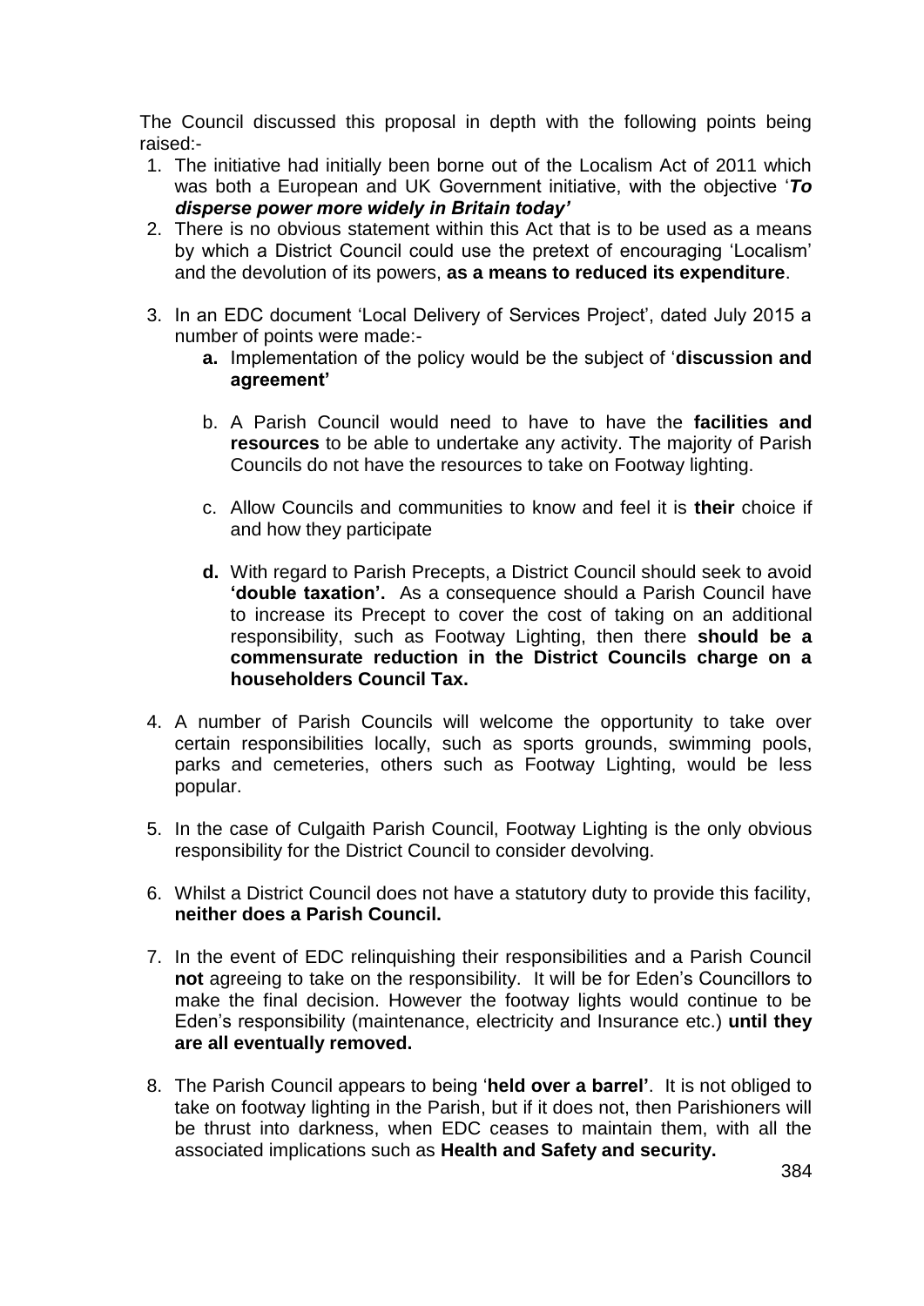The Council discussed this proposal in depth with the following points being raised:-

1. The initiative had initially been borne out of the Localism Act of 2011 which was both a European and UK Government initiative, with the objective '***To disperse power more widely in Britain today'***
2. There is no obvious statement within this Act that is to be used as a means by which a District Council could use the pretext of encouraging 'Localism' and the devolution of its powers, **as a means to reduced its expenditure**.
3. In an EDC document 'Local Delivery of Services Project', dated July 2015 a number of points were made:-
   - **a.** Implementation of the policy would be the subject of '**discussion and agreement'**
   - b. A Parish Council would need to have to have the **facilities and resources** to be able to undertake any activity. The majority of Parish Councils do not have the resources to take on Footway lighting.
   - c. Allow Councils and communities to know and feel it is **their** choice if and how they participate
   - **d.** With regard to Parish Precepts, a District Council should seek to avoid **'double taxation'.** As a consequence should a Parish Council have to increase its Precept to cover the cost of taking on an additional responsibility, such as Footway Lighting, then there **should be a commensurate reduction in the District Councils charge on a householders Council Tax.**
4. A number of Parish Councils will welcome the opportunity to take over certain responsibilities locally, such as sports grounds, swimming pools, parks and cemeteries, others such as Footway Lighting, would be less popular.
5. In the case of Culgaith Parish Council, Footway Lighting is the only obvious responsibility for the District Council to consider devolving.
6. Whilst a District Council does not have a statutory duty to provide this facility, **neither does a Parish Council.**
7. In the event of EDC relinquishing their responsibilities and a Parish Council **not** agreeing to take on the responsibility. It will be for Eden's Councillors to make the final decision. However the footway lights would continue to be Eden's responsibility (maintenance, electricity and Insurance etc.) **until they are all eventually removed.**
8. The Parish Council appears to being '**held over a barrel'**. It is not obliged to take on footway lighting in the Parish, but if it does not, then Parishioners will be thrust into darkness, when EDC ceases to maintain them, with all the associated implications such as **Health and Safety and security.**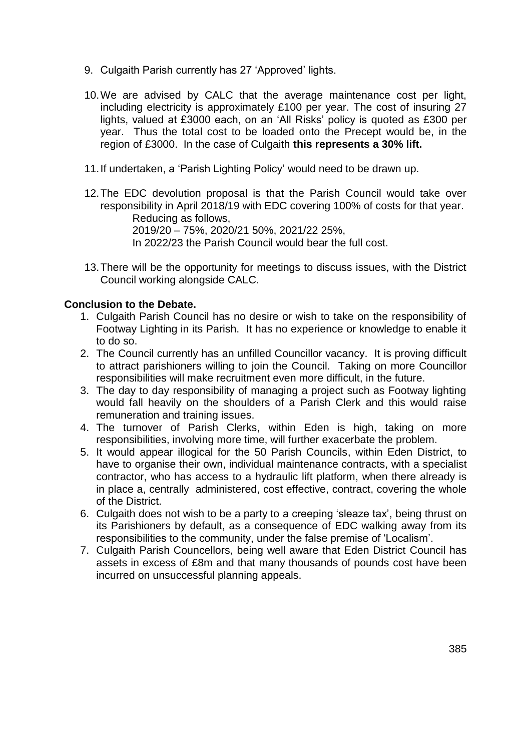9. Culgaith Parish currently has 27 'Approved' lights.

10. We are advised by CALC that the average maintenance cost per light, including electricity is approximately £100 per year. The cost of insuring 27 lights, valued at £3000 each, on an 'All Risks' policy is quoted as £300 per year. Thus the total cost to be loaded onto the Precept would be, in the region of £3000. In the case of Culgaith **this represents a 30% lift.**

11. If undertaken, a 'Parish Lighting Policy' would need to be drawn up.

12. The EDC devolution proposal is that the Parish Council would take over responsibility in April 2018/19 with EDC covering 100% of costs for that year.
    Reducing as follows,
    2019/20 – 75%, 2020/21 50%, 2021/22 25%,
    In 2022/23 the Parish Council would bear the full cost.

13. There will be the opportunity for meetings to discuss issues, with the District Council working alongside CALC.

**Conclusion to the Debate.**

1. Culgaith Parish Council has no desire or wish to take on the responsibility of Footway Lighting in its Parish. It has no experience or knowledge to enable it to do so.
2. The Council currently has an unfilled Councillor vacancy. It is proving difficult to attract parishioners willing to join the Council. Taking on more Councillor responsibilities will make recruitment even more difficult, in the future.
3. The day to day responsibility of managing a project such as Footway lighting would fall heavily on the shoulders of a Parish Clerk and this would raise remuneration and training issues.
4. The turnover of Parish Clerks, within Eden is high, taking on more responsibilities, involving more time, will further exacerbate the problem.
5. It would appear illogical for the 50 Parish Councils, within Eden District, to have to organise their own, individual maintenance contracts, with a specialist contractor, who has access to a hydraulic lift platform, when there already is in place a, centrally administered, cost effective, contract, covering the whole of the District.
6. Culgaith does not wish to be a party to a creeping 'sleaze tax', being thrust on its Parishioners by default, as a consequence of EDC walking away from its responsibilities to the community, under the false premise of 'Localism'.
7. Culgaith Parish Councellors, being well aware that Eden District Council has assets in excess of £8m and that many thousands of pounds cost have been incurred on unsuccessful planning appeals.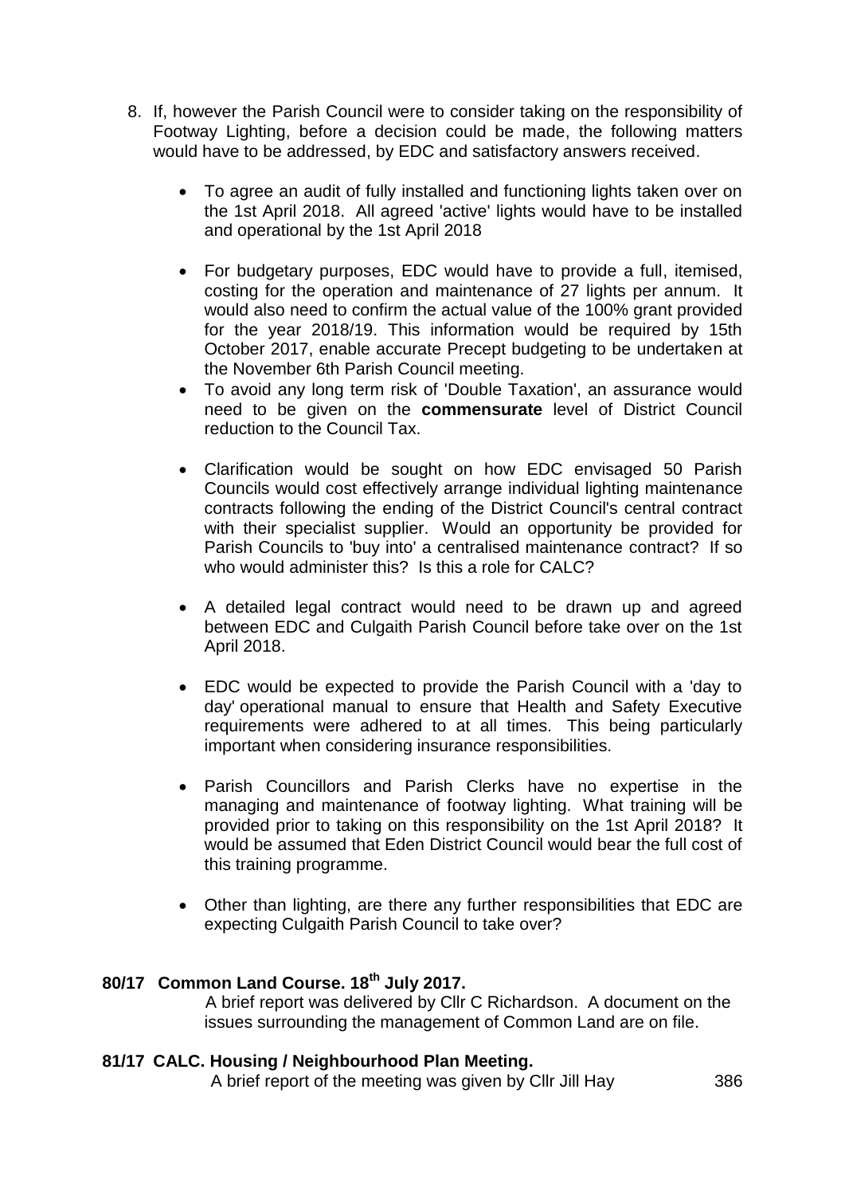8. If, however the Parish Council were to consider taking on the responsibility of Footway Lighting, before a decision could be made, the following matters would have to be addressed, by EDC and satisfactory answers received.

   - To agree an audit of fully installed and functioning lights taken over on the 1st April 2018. All agreed 'active' lights would have to be installed and operational by the 1st April 2018

   - For budgetary purposes, EDC would have to provide a full, itemised, costing for the operation and maintenance of 27 lights per annum. It would also need to confirm the actual value of the 100% grant provided for the year 2018/19. This information would be required by 15th October 2017, enable accurate Precept budgeting to be undertaken at the November 6th Parish Council meeting.
   - To avoid any long term risk of 'Double Taxation', an assurance would need to be given on the **commensurate** level of District Council reduction to the Council Tax.

   - Clarification would be sought on how EDC envisaged 50 Parish Councils would cost effectively arrange individual lighting maintenance contracts following the ending of the District Council's central contract with their specialist supplier. Would an opportunity be provided for Parish Councils to 'buy into' a centralised maintenance contract? If so who would administer this? Is this a role for CALC?

   - A detailed legal contract would need to be drawn up and agreed between EDC and Culgaith Parish Council before take over on the 1st April 2018.

   - EDC would be expected to provide the Parish Council with a 'day to day' operational manual to ensure that Health and Safety Executive requirements were adhered to at all times. This being particularly important when considering insurance responsibilities.

   - Parish Councillors and Parish Clerks have no expertise in the managing and maintenance of footway lighting. What training will be provided prior to taking on this responsibility on the 1st April 2018? It would be assumed that Eden District Council would bear the full cost of this training programme.

   - Other than lighting, are there any further responsibilities that EDC are expecting Culgaith Parish Council to take over?

**80/17 Common Land Course. 18th July 2017.**

A brief report was delivered by Cllr C Richardson. A document on the issues surrounding the management of Common Land are on file.

**81/17 CALC. Housing / Neighbourhood Plan Meeting.**

A brief report of the meeting was given by Cllr Jill Hay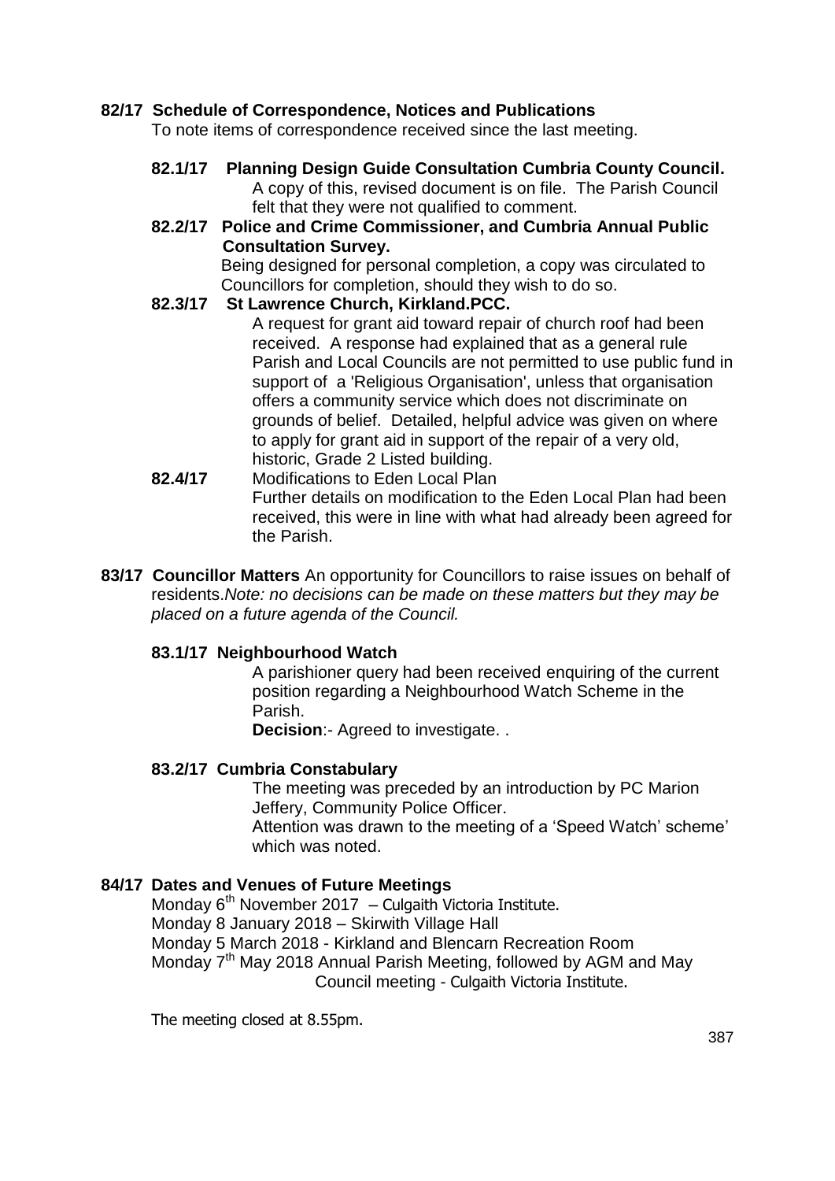**82/17 Schedule of Correspondence, Notices and Publications**

To note items of correspondence received since the last meeting.

**82.1/17 Planning Design Guide Consultation Cumbria County Council.**

A copy of this, revised document is on file. The Parish Council felt that they were not qualified to comment.

**82.2/17 Police and Crime Commissioner, and Cumbria Annual Public Consultation Survey.**

Being designed for personal completion, a copy was circulated to Councillors for completion, should they wish to do so.

**82.3/17 St Lawrence Church, Kirkland.PCC.**

A request for grant aid toward repair of church roof had been received. A response had explained that as a general rule Parish and Local Councils are not permitted to use public fund in support of a 'Religious Organisation', unless that organisation offers a community service which does not discriminate on grounds of belief. Detailed, helpful advice was given on where to apply for grant aid in support of the repair of a very old, historic, Grade 2 Listed building.

**82.4/17** Modifications to Eden Local Plan

Further details on modification to the Eden Local Plan had been received, this were in line with what had already been agreed for the Parish.

**83/17 Councillor Matters** An opportunity for Councillors to raise issues on behalf of residents.*Note: no decisions can be made on these matters but they may be placed on a future agenda of the Council.*

**83.1/17 Neighbourhood Watch**

A parishioner query had been received enquiring of the current position regarding a Neighbourhood Watch Scheme in the Parish.

**Decision**:- Agreed to investigate. .

**83.2/17 Cumbria Constabulary**

The meeting was preceded by an introduction by PC Marion Jeffery, Community Police Officer.

Attention was drawn to the meeting of a 'Speed Watch' scheme' which was noted.

**84/17 Dates and Venues of Future Meetings**

Monday 6th November 2017 – Culgaith Victoria Institute.
Monday 8 January 2018 – Skirwith Village Hall
Monday 5 March 2018 - Kirkland and Blencarn Recreation Room
Monday 7th May 2018 Annual Parish Meeting, followed by AGM and May Council meeting - Culgaith Victoria Institute.

The meeting closed at 8.55pm.